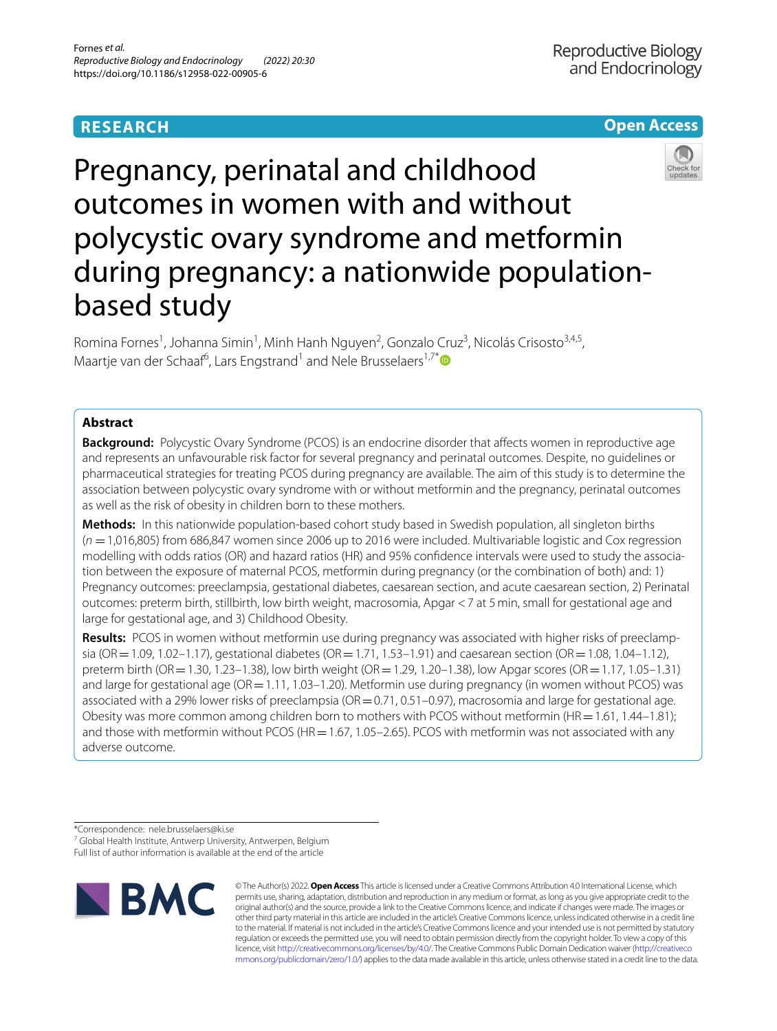RESEARCH

Open Access

# Pregnancy, perinatal and childhood outcomes in women with and without polycystic ovary syndrome and metformin during pregnancy: a nationwide population-based study

Romina Fornes[1], Johanna Simin[1], Minh Hanh Nguyen[2], Gonzalo Cruz[3], Nicolás Crisosto[3,4,5], Maartje van der Schaaf[6], Lars Engstrand[1] and Nele Brusselaers[1,7*]

## Abstract

**Background:** Polycystic Ovary Syndrome (PCOS) is an endocrine disorder that affects women in reproductive age and represents an unfavourable risk factor for several pregnancy and perinatal outcomes. Despite, no guidelines or pharmaceutical strategies for treating PCOS during pregnancy are available. The aim of this study is to determine the association between polycystic ovary syndrome with or without metformin and the pregnancy, perinatal outcomes as well as the risk of obesity in children born to these mothers.

**Methods:** In this nationwide population-based cohort study based in Swedish population, all singleton births ($n = 1{,}016{,}805$) from 686,847 women since 2006 up to 2016 were included. Multivariable logistic and Cox regression modelling with odds ratios (OR) and hazard ratios (HR) and 95% confidence intervals were used to study the association between the exposure of maternal PCOS, metformin during pregnancy (or the combination of both) and: 1) Pregnancy outcomes: preeclampsia, gestational diabetes, caesarean section, and acute caesarean section, 2) Perinatal outcomes: preterm birth, stillbirth, low birth weight, macrosomia, Apgar <7 at 5 min, small for gestational age and large for gestational age, and 3) Childhood Obesity.

**Results:** PCOS in women without metformin use during pregnancy was associated with higher risks of preeclampsia (OR = 1.09, 1.02–1.17), gestational diabetes (OR = 1.71, 1.53–1.91) and caesarean section (OR = 1.08, 1.04–1.12), preterm birth (OR = 1.30, 1.23–1.38), low birth weight (OR = 1.29, 1.20–1.38), low Apgar scores (OR = 1.17, 1.05–1.31) and large for gestational age (OR = 1.11, 1.03–1.20). Metformin use during pregnancy (in women without PCOS) was associated with a 29% lower risks of preeclampsia (OR = 0.71, 0.51–0.97), macrosomia and large for gestational age. Obesity was more common among children born to mothers with PCOS without metformin (HR = 1.61, 1.44–1.81); and those with metformin without PCOS (HR = 1.67, 1.05–2.65). PCOS with metformin was not associated with any adverse outcome.

*Correspondence: nele.brusselaers@ki.se

[7] Global Health Institute, Antwerp University, Antwerpen, Belgium

Full list of author information is available at the end of the article

© The Author(s) 2022. **Open Access** This article is licensed under a Creative Commons Attribution 4.0 International License, which permits use, sharing, adaptation, distribution and reproduction in any medium or format, as long as you give appropriate credit to the original author(s) and the source, provide a link to the Creative Commons licence, and indicate if changes were made. The images or other third party material in this article are included in the article's Creative Commons licence, unless indicated otherwise in a credit line to the material. If material is not included in the article's Creative Commons licence and your intended use is not permitted by statutory regulation or exceeds the permitted use, you will need to obtain permission directly from the copyright holder. To view a copy of this licence, visit http://creativecommons.org/licenses/by/4.0/. The Creative Commons Public Domain Dedication waiver (http://creativecommons.org/publicdomain/zero/1.0/) applies to the data made available in this article, unless otherwise stated in a credit line to the data.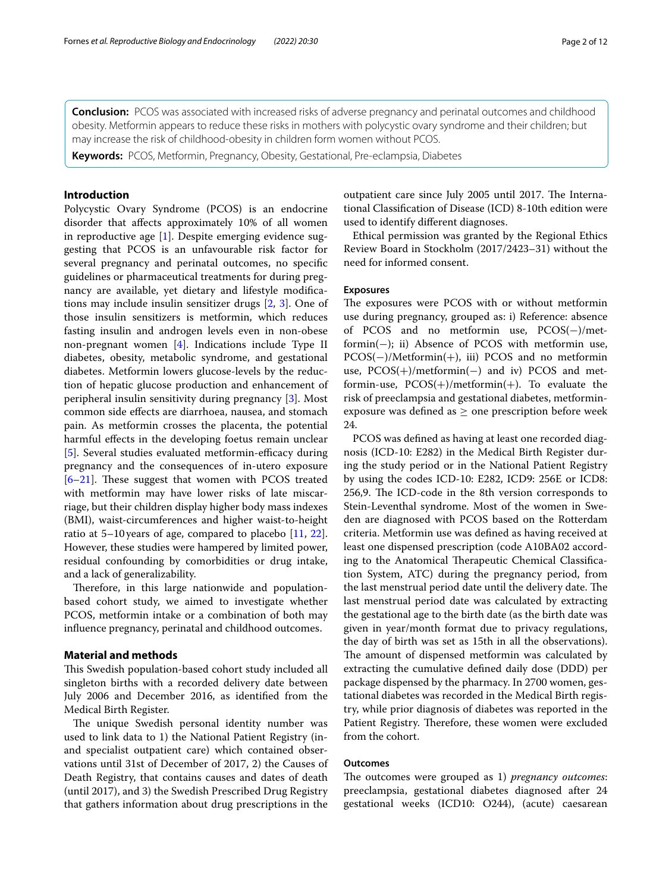**Conclusion:** PCOS was associated with increased risks of adverse pregnancy and perinatal outcomes and childhood obesity. Metformin appears to reduce these risks in mothers with polycystic ovary syndrome and their children; but may increase the risk of childhood-obesity in children form women without PCOS.

**Keywords:** PCOS, Metformin, Pregnancy, Obesity, Gestational, Pre-eclampsia, Diabetes

## Introduction

Polycystic Ovary Syndrome (PCOS) is an endocrine disorder that affects approximately 10% of all women in reproductive age [1]. Despite emerging evidence suggesting that PCOS is an unfavourable risk factor for several pregnancy and perinatal outcomes, no specific guidelines or pharmaceutical treatments for during pregnancy are available, yet dietary and lifestyle modifications may include insulin sensitizer drugs [2, 3]. One of those insulin sensitizers is metformin, which reduces fasting insulin and androgen levels even in non-obese non-pregnant women [4]. Indications include Type II diabetes, obesity, metabolic syndrome, and gestational diabetes. Metformin lowers glucose-levels by the reduction of hepatic glucose production and enhancement of peripheral insulin sensitivity during pregnancy [3]. Most common side effects are diarrhoea, nausea, and stomach pain. As metformin crosses the placenta, the potential harmful effects in the developing foetus remain unclear [5]. Several studies evaluated metformin-efficacy during pregnancy and the consequences of in-utero exposure [6–21]. These suggest that women with PCOS treated with metformin may have lower risks of late miscarriage, but their children display higher body mass indexes (BMI), waist-circumferences and higher waist-to-height ratio at 5–10 years of age, compared to placebo [11, 22]. However, these studies were hampered by limited power, residual confounding by comorbidities or drug intake, and a lack of generalizability.

Therefore, in this large nationwide and population-based cohort study, we aimed to investigate whether PCOS, metformin intake or a combination of both may influence pregnancy, perinatal and childhood outcomes.

## Material and methods

This Swedish population-based cohort study included all singleton births with a recorded delivery date between July 2006 and December 2016, as identified from the Medical Birth Register.

The unique Swedish personal identity number was used to link data to 1) the National Patient Registry (in- and specialist outpatient care) which contained observations until 31st of December of 2017, 2) the Causes of Death Registry, that contains causes and dates of death (until 2017), and 3) the Swedish Prescribed Drug Registry that gathers information about drug prescriptions in the outpatient care since July 2005 until 2017. The International Classification of Disease (ICD) 8-10th edition were used to identify different diagnoses.

Ethical permission was granted by the Regional Ethics Review Board in Stockholm (2017/2423–31) without the need for informed consent.

### Exposures

The exposures were PCOS with or without metformin use during pregnancy, grouped as: i) Reference: absence of PCOS and no metformin use, PCOS(−)/metformin(−); ii) Absence of PCOS with metformin use, PCOS(−)/Metformin(+), iii) PCOS and no metformin use, PCOS(+)/metformin(−) and iv) PCOS and metformin-use, PCOS(+)/metformin(+). To evaluate the risk of preeclampsia and gestational diabetes, metformin-exposure was defined as ≥ one prescription before week 24.

PCOS was defined as having at least one recorded diagnosis (ICD-10: E282) in the Medical Birth Register during the study period or in the National Patient Registry by using the codes ICD-10: E282, ICD9: 256E or ICD8: 256,9. The ICD-code in the 8th version corresponds to Stein-Leventhal syndrome. Most of the women in Sweden are diagnosed with PCOS based on the Rotterdam criteria. Metformin use was defined as having received at least one dispensed prescription (code A10BA02 according to the Anatomical Therapeutic Chemical Classification System, ATC) during the pregnancy period, from the last menstrual period date until the delivery date. The last menstrual period date was calculated by extracting the gestational age to the birth date (as the birth date was given in year/month format due to privacy regulations, the day of birth was set as 15th in all the observations). The amount of dispensed metformin was calculated by extracting the cumulative defined daily dose (DDD) per package dispensed by the pharmacy. In 2700 women, gestational diabetes was recorded in the Medical Birth registry, while prior diagnosis of diabetes was reported in the Patient Registry. Therefore, these women were excluded from the cohort.

### Outcomes

The outcomes were grouped as 1) *pregnancy outcomes*: preeclampsia, gestational diabetes diagnosed after 24 gestational weeks (ICD10: O244), (acute) caesarean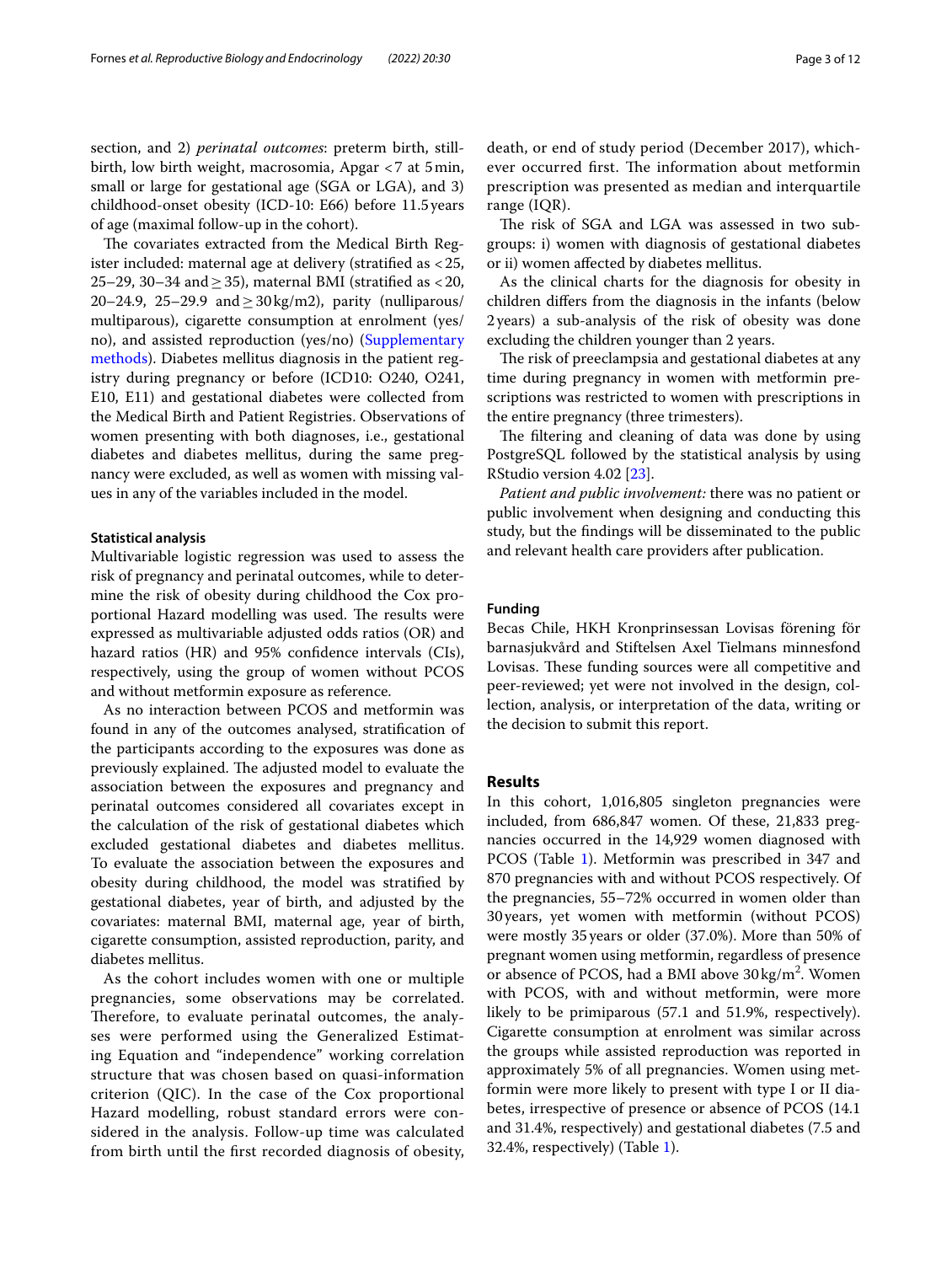section, and 2) *perinatal outcomes*: preterm birth, stillbirth, low birth weight, macrosomia, Apgar <7 at 5 min, small or large for gestational age (SGA or LGA), and 3) childhood-onset obesity (ICD-10: E66) before 11.5 years of age (maximal follow-up in the cohort).

The covariates extracted from the Medical Birth Register included: maternal age at delivery (stratified as <25, 25–29, 30–34 and ≥35), maternal BMI (stratified as <20, 20–24.9, 25–29.9 and ≥30 kg/m2), parity (nulliparous/multiparous), cigarette consumption at enrolment (yes/no), and assisted reproduction (yes/no) (Supplementary methods). Diabetes mellitus diagnosis in the patient registry during pregnancy or before (ICD10: O240, O241, E10, E11) and gestational diabetes were collected from the Medical Birth and Patient Registries. Observations of women presenting with both diagnoses, i.e., gestational diabetes and diabetes mellitus, during the same pregnancy were excluded, as well as women with missing values in any of the variables included in the model.

#### Statistical analysis

Multivariable logistic regression was used to assess the risk of pregnancy and perinatal outcomes, while to determine the risk of obesity during childhood the Cox proportional Hazard modelling was used. The results were expressed as multivariable adjusted odds ratios (OR) and hazard ratios (HR) and 95% confidence intervals (CIs), respectively, using the group of women without PCOS and without metformin exposure as reference.

As no interaction between PCOS and metformin was found in any of the outcomes analysed, stratification of the participants according to the exposures was done as previously explained. The adjusted model to evaluate the association between the exposures and pregnancy and perinatal outcomes considered all covariates except in the calculation of the risk of gestational diabetes which excluded gestational diabetes and diabetes mellitus. To evaluate the association between the exposures and obesity during childhood, the model was stratified by gestational diabetes, year of birth, and adjusted by the covariates: maternal BMI, maternal age, year of birth, cigarette consumption, assisted reproduction, parity, and diabetes mellitus.

As the cohort includes women with one or multiple pregnancies, some observations may be correlated. Therefore, to evaluate perinatal outcomes, the analyses were performed using the Generalized Estimating Equation and "independence" working correlation structure that was chosen based on quasi-information criterion (QIC). In the case of the Cox proportional Hazard modelling, robust standard errors were considered in the analysis. Follow-up time was calculated from birth until the first recorded diagnosis of obesity, death, or end of study period (December 2017), whichever occurred first. The information about metformin prescription was presented as median and interquartile range (IQR).

The risk of SGA and LGA was assessed in two subgroups: i) women with diagnosis of gestational diabetes or ii) women affected by diabetes mellitus.

As the clinical charts for the diagnosis for obesity in children differs from the diagnosis in the infants (below 2 years) a sub-analysis of the risk of obesity was done excluding the children younger than 2 years.

The risk of preeclampsia and gestational diabetes at any time during pregnancy in women with metformin prescriptions was restricted to women with prescriptions in the entire pregnancy (three trimesters).

The filtering and cleaning of data was done by using PostgreSQL followed by the statistical analysis by using RStudio version 4.02 [23].

*Patient and public involvement:* there was no patient or public involvement when designing and conducting this study, but the findings will be disseminated to the public and relevant health care providers after publication.

#### Funding

Becas Chile, HKH Kronprinsessan Lovisas förening för barnasjukvård and Stiftelsen Axel Tielmans minnesfond Lovisas. These funding sources were all competitive and peer-reviewed; yet were not involved in the design, collection, analysis, or interpretation of the data, writing or the decision to submit this report.

## Results

In this cohort, 1,016,805 singleton pregnancies were included, from 686,847 women. Of these, 21,833 pregnancies occurred in the 14,929 women diagnosed with PCOS (Table 1). Metformin was prescribed in 347 and 870 pregnancies with and without PCOS respectively. Of the pregnancies, 55–72% occurred in women older than 30 years, yet women with metformin (without PCOS) were mostly 35 years or older (37.0%). More than 50% of pregnant women using metformin, regardless of presence or absence of PCOS, had a BMI above 30 kg/m$^2$. Women with PCOS, with and without metformin, were more likely to be primiparous (57.1 and 51.9%, respectively). Cigarette consumption at enrolment was similar across the groups while assisted reproduction was reported in approximately 5% of all pregnancies. Women using metformin were more likely to present with type I or II diabetes, irrespective of presence or absence of PCOS (14.1 and 31.4%, respectively) and gestational diabetes (7.5 and 32.4%, respectively) (Table 1).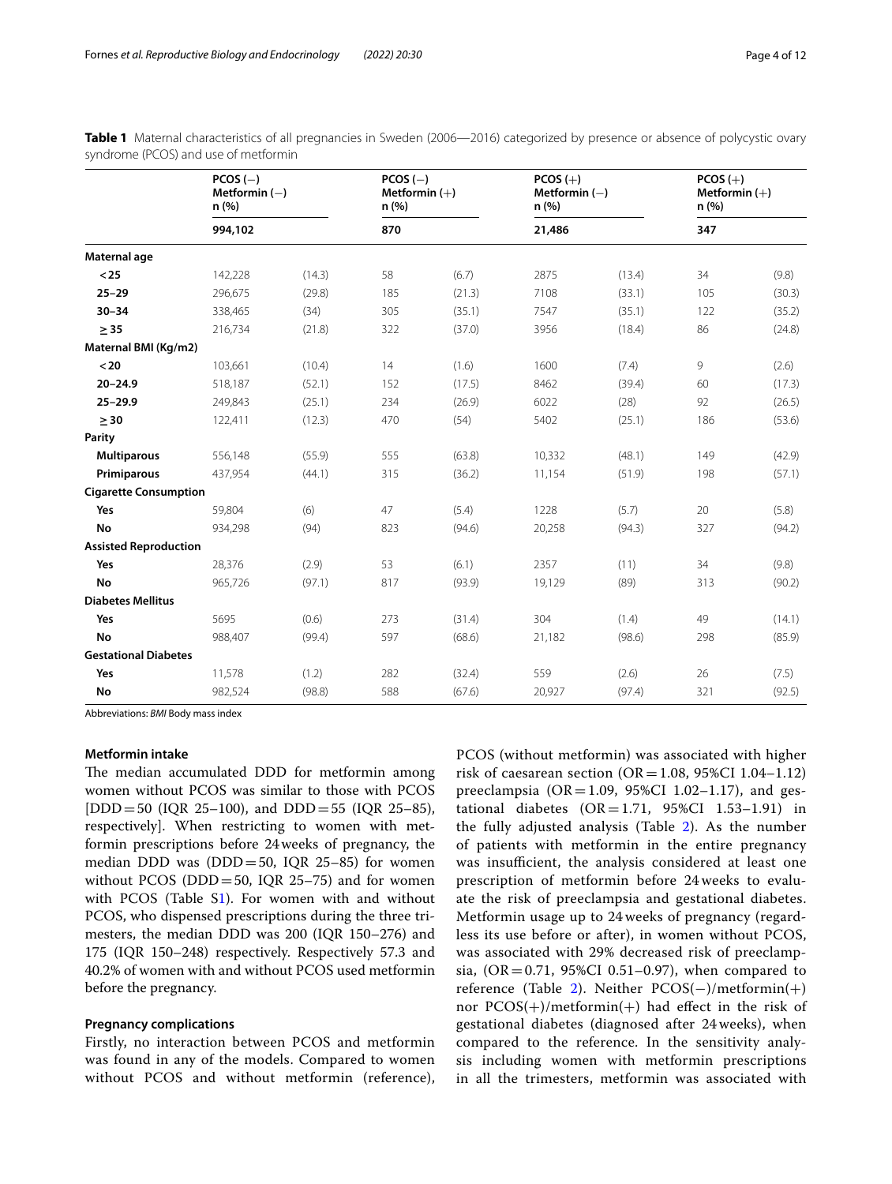**Table 1** Maternal characteristics of all pregnancies in Sweden (2006—2016) categorized by presence or absence of polycystic ovary syndrome (PCOS) and use of metformin

| | PCOS (−) Metformin (−) n (%) | | PCOS (−) Metformin (+) n (%) | | PCOS (+) Metformin (−) n (%) | | PCOS (+) Metformin (+) n (%) | |
|---|---|---|---|---|---|---|---|---|
| | 994,102 | | 870 | | 21,486 | | 347 | |
| **Maternal age** | | | | | | | | |
| **<25** | 142,228 | (14.3) | 58 | (6.7) | 2875 | (13.4) | 34 | (9.8) |
| **25–29** | 296,675 | (29.8) | 185 | (21.3) | 7108 | (33.1) | 105 | (30.3) |
| **30–34** | 338,465 | (34) | 305 | (35.1) | 7547 | (35.1) | 122 | (35.2) |
| **≥35** | 216,734 | (21.8) | 322 | (37.0) | 3956 | (18.4) | 86 | (24.8) |
| **Maternal BMI (Kg/m2)** | | | | | | | | |
| **<20** | 103,661 | (10.4) | 14 | (1.6) | 1600 | (7.4) | 9 | (2.6) |
| **20–24.9** | 518,187 | (52.1) | 152 | (17.5) | 8462 | (39.4) | 60 | (17.3) |
| **25–29.9** | 249,843 | (25.1) | 234 | (26.9) | 6022 | (28) | 92 | (26.5) |
| **≥30** | 122,411 | (12.3) | 470 | (54) | 5402 | (25.1) | 186 | (53.6) |
| **Parity** | | | | | | | | |
| **Multiparous** | 556,148 | (55.9) | 555 | (63.8) | 10,332 | (48.1) | 149 | (42.9) |
| **Primiparous** | 437,954 | (44.1) | 315 | (36.2) | 11,154 | (51.9) | 198 | (57.1) |
| **Cigarette Consumption** | | | | | | | | |
| **Yes** | 59,804 | (6) | 47 | (5.4) | 1228 | (5.7) | 20 | (5.8) |
| **No** | 934,298 | (94) | 823 | (94.6) | 20,258 | (94.3) | 327 | (94.2) |
| **Assisted Reproduction** | | | | | | | | |
| **Yes** | 28,376 | (2.9) | 53 | (6.1) | 2357 | (11) | 34 | (9.8) |
| **No** | 965,726 | (97.1) | 817 | (93.9) | 19,129 | (89) | 313 | (90.2) |
| **Diabetes Mellitus** | | | | | | | | |
| **Yes** | 5695 | (0.6) | 273 | (31.4) | 304 | (1.4) | 49 | (14.1) |
| **No** | 988,407 | (99.4) | 597 | (68.6) | 21,182 | (98.6) | 298 | (85.9) |
| **Gestational Diabetes** | | | | | | | | |
| **Yes** | 11,578 | (1.2) | 282 | (32.4) | 559 | (2.6) | 26 | (7.5) |
| **No** | 982,524 | (98.8) | 588 | (67.6) | 20,927 | (97.4) | 321 | (92.5) |

Abbreviations: *BMI* Body mass index

### Metformin intake

The median accumulated DDD for metformin among women without PCOS was similar to those with PCOS [DDD = 50 (IQR 25–100), and DDD = 55 (IQR 25–85), respectively]. When restricting to women with metformin prescriptions before 24 weeks of pregnancy, the median DDD was (DDD = 50, IQR 25–85) for women without PCOS (DDD = 50, IQR 25–75) and for women with PCOS (Table S1). For women with and without PCOS, who dispensed prescriptions during the three trimesters, the median DDD was 200 (IQR 150–276) and 175 (IQR 150–248) respectively. Respectively 57.3 and 40.2% of women with and without PCOS used metformin before the pregnancy.

### Pregnancy complications

Firstly, no interaction between PCOS and metformin was found in any of the models. Compared to women without PCOS and without metformin (reference), PCOS (without metformin) was associated with higher risk of caesarean section (OR = 1.08, 95%CI 1.04–1.12) preeclampsia (OR = 1.09, 95%CI 1.02–1.17), and gestational diabetes (OR = 1.71, 95%CI 1.53–1.91) in the fully adjusted analysis (Table 2). As the number of patients with metformin in the entire pregnancy was insufficient, the analysis considered at least one prescription of metformin before 24 weeks to evaluate the risk of preeclampsia and gestational diabetes. Metformin usage up to 24 weeks of pregnancy (regardless its use before or after), in women without PCOS, was associated with 29% decreased risk of preeclampsia, (OR = 0.71, 95%CI 0.51–0.97), when compared to reference (Table 2). Neither PCOS(−)/metformin(+) nor PCOS(+)/metformin(+) had effect in the risk of gestational diabetes (diagnosed after 24 weeks), when compared to the reference. In the sensitivity analysis including women with metformin prescriptions in all the trimesters, metformin was associated with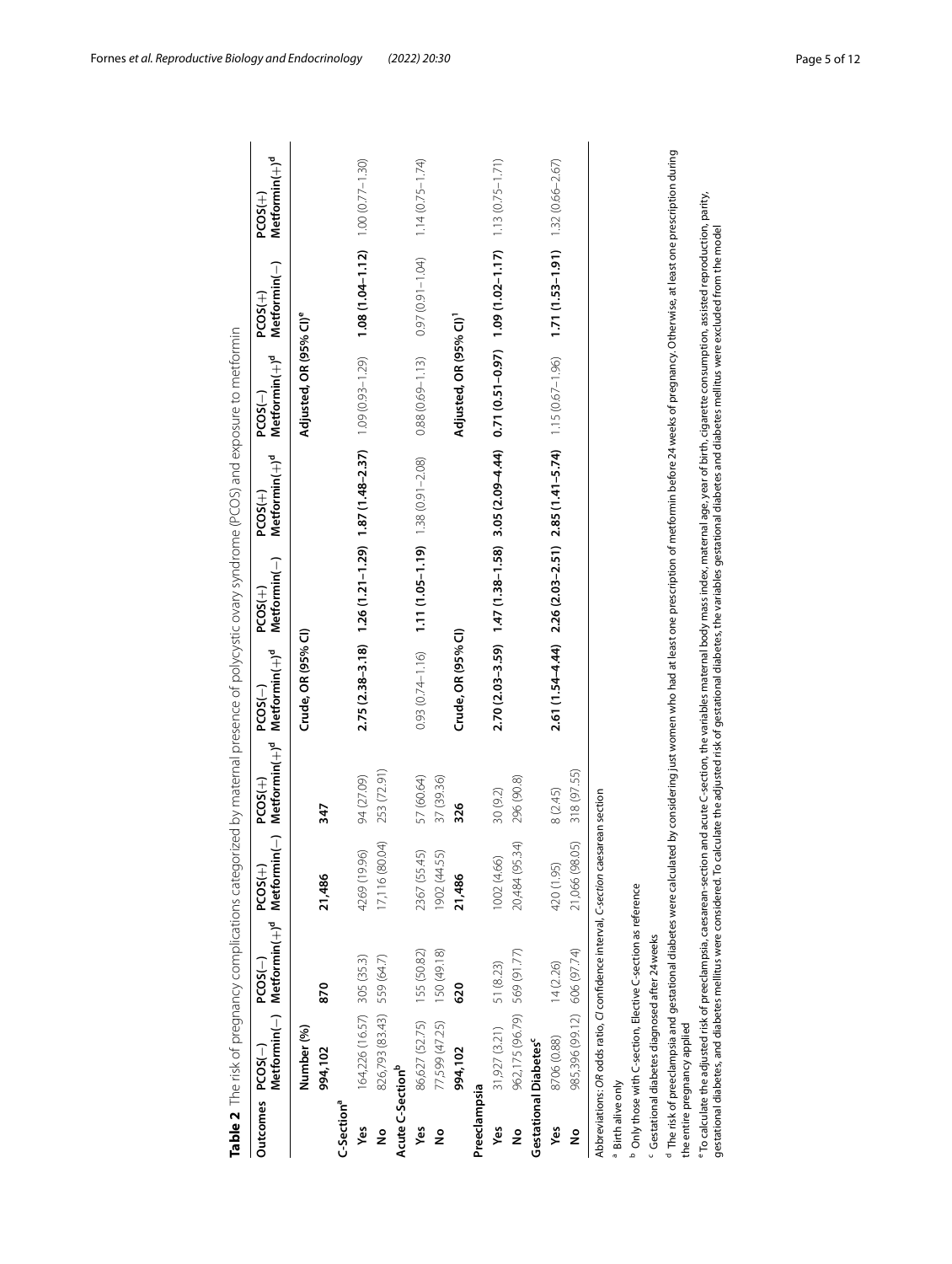**Table 2** The risk of pregnancy complications categorized by maternal presence of polycystic ovary syndrome (PCOS) and exposure to metformin

| Outcomes | PCOS(−) Metformin(−) | PCOS(−) Metformin(+)[d] | PCOS(+) Metformin(−) | PCOS(+) Metformin(+)[d] | PCOS(−) Metformin(+)[d] | PCOS(+) Metformin(−) | PCOS(+) Metformin(+)[d] | PCOS(−) Metformin(+)[d] | PCOS(+) Metformin(−) | PCOS(+) Metformin(+)[d] |
|---|---|---|---|---|---|---|---|---|---|---|
| | Number (%) | | | | Crude, OR (95% CI) | | | Adjusted, OR (95% CI)[e] | | |
| | 994,102 | 870 | 21,486 | 347 | | | | | | |
| **C-Section[a]** | | | | | | | | | | |
| Yes | 164,226 (16.57) | 305 (35.3) | 4269 (19.96) | 94 (27.09) | **2.75 (2.38–3.18)** | **1.26 (1.21–1.29)** | **1.87 (1.48–2.37)** | 1.09 (0.93–1.29) | **1.08 (1.04–1.12)** | 1.00 (0.77–1.30) |
| No | 826,793 (83.43) | 559 (64.7) | 17,116 (80.04) | 253 (72.91) | | | | | | |
| **Acute C-Section[b]** | | | | | | | | | | |
| Yes | 86,627 (52.75) | 155 (50.82) | 2367 (55.45) | 57 (60.64) | 0.93 (0.74–1.16) | **1.11 (1.05–1.19)** | 1.38 (0.91–2.08) | 0.88 (0.69–1.13) | 0.97 (0.91–1.04) | 1.14 (0.75–1.74) |
| No | 77,599 (47.25) | 150 (49.18) | 1902 (44.55) | 37 (39.36) | | | | | | |
| | 994,102 | 620 | 21,486 | 326 | Crude, OR (95% CI) | | | Adjusted, OR (95% CI)[1] | | |
| **Preeclampsia** | | | | | | | | | | |
| Yes | 31,927 (3.21) | 51 (8.23) | 1002 (4.66) | 30 (9.2) | **2.70 (2.03–3.59)** | **1.47 (1.38–1.58)** | **3.05 (2.09–4.44)** | **0.71 (0.51–0.97)** | **1.09 (1.02–1.17)** | 1.13 (0.75–1.71) |
| No | 962,175 (96.79) | 569 (91.77) | 20,484 (95.34) | 296 (90.8) | | | | | | |
| **Gestational Diabetes[c]** | | | | | | | | | | |
| Yes | 8706 (0.88) | 14 (2.26) | 420 (1.95) | 8 (2.45) | **2.61 (1.54–4.44)** | **2.26 (2.03–2.51)** | **2.85 (1.41–5.74)** | 1.15 (0.67–1.96) | **1.71 (1.53–1.91)** | 1.32 (0.66–2.67) |
| No | 985,396 (99.12) | 606 (97.74) | 21,066 (98.05) | 318 (97.55) | | | | | | |

Abbreviations: *OR* odds ratio, *CI* confidence interval, *C-section* caesarean section

[a] Birth alive only

[b] Only those with C-section, Elective C-section as reference

[c] Gestational diabetes diagnosed after 24 weeks

[d] The risk of preeclampsia and gestational diabetes were calculated by considering just women who had at least one prescription of metformin before 24 weeks of pregnancy. Otherwise, at least one prescription during the entire pregnancy applied

[e] To calculate the adjusted risk of preeclampsia, caesarean-section and acute C-section, the variables maternal body mass index, maternal age, year of birth, cigarette consumption, assisted reproduction, parity, gestational diabetes, and diabetes mellitus were considered. To calculate the adjusted risk of gestational diabetes, the variables gestational diabetes and diabetes mellitus were excluded from the model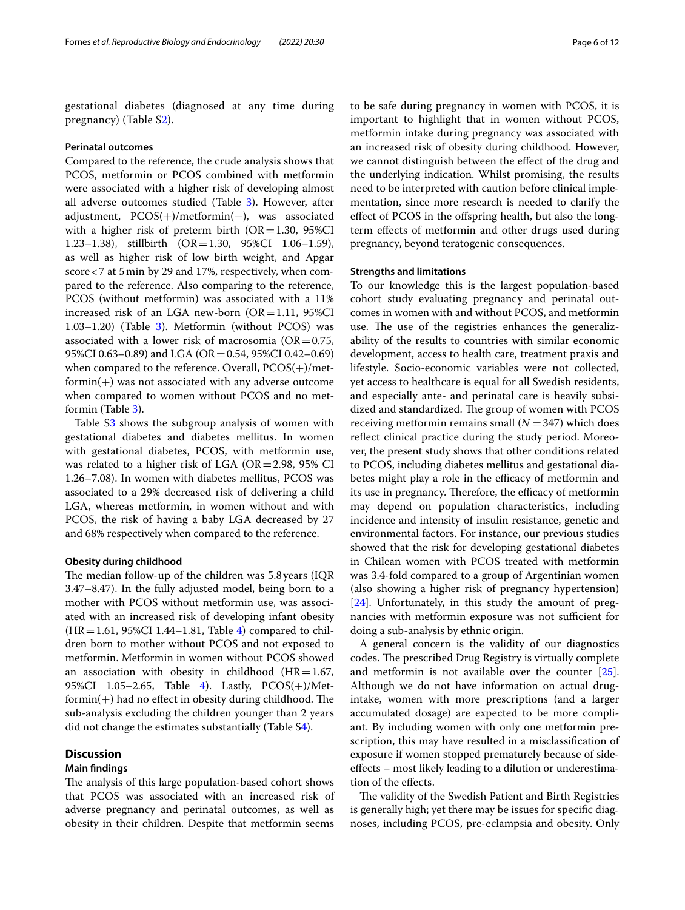gestational diabetes (diagnosed at any time during pregnancy) (Table S2).

### Perinatal outcomes

Compared to the reference, the crude analysis shows that PCOS, metformin or PCOS combined with metformin were associated with a higher risk of developing almost all adverse outcomes studied (Table 3). However, after adjustment, PCOS(+)/metformin(−), was associated with a higher risk of preterm birth (OR = 1.30, 95%CI 1.23–1.38), stillbirth (OR = 1.30, 95%CI 1.06–1.59), as well as higher risk of low birth weight, and Apgar score < 7 at 5 min by 29 and 17%, respectively, when compared to the reference. Also comparing to the reference, PCOS (without metformin) was associated with a 11% increased risk of an LGA new-born (OR = 1.11, 95%CI 1.03–1.20) (Table 3). Metformin (without PCOS) was associated with a lower risk of macrosomia (OR = 0.75, 95%CI 0.63–0.89) and LGA (OR = 0.54, 95%CI 0.42–0.69) when compared to the reference. Overall, PCOS(+)/metformin(+) was not associated with any adverse outcome when compared to women without PCOS and no metformin (Table 3).

Table S3 shows the subgroup analysis of women with gestational diabetes and diabetes mellitus. In women with gestational diabetes, PCOS, with metformin use, was related to a higher risk of LGA (OR = 2.98, 95% CI 1.26–7.08). In women with diabetes mellitus, PCOS was associated to a 29% decreased risk of delivering a child LGA, whereas metformin, in women without and with PCOS, the risk of having a baby LGA decreased by 27 and 68% respectively when compared to the reference.

### Obesity during childhood

The median follow-up of the children was 5.8 years (IQR 3.47–8.47). In the fully adjusted model, being born to a mother with PCOS without metformin use, was associated with an increased risk of developing infant obesity (HR = 1.61, 95%CI 1.44–1.81, Table 4) compared to children born to mother without PCOS and not exposed to metformin. Metformin in women without PCOS showed an association with obesity in childhood (HR = 1.67, 95%CI 1.05–2.65, Table 4). Lastly, PCOS(+)/Metformin(+) had no effect in obesity during childhood. The sub-analysis excluding the children younger than 2 years did not change the estimates substantially (Table S4).

## Discussion

### Main findings

The analysis of this large population-based cohort shows that PCOS was associated with an increased risk of adverse pregnancy and perinatal outcomes, as well as obesity in their children. Despite that metformin seems to be safe during pregnancy in women with PCOS, it is important to highlight that in women without PCOS, metformin intake during pregnancy was associated with an increased risk of obesity during childhood. However, we cannot distinguish between the effect of the drug and the underlying indication. Whilst promising, the results need to be interpreted with caution before clinical implementation, since more research is needed to clarify the effect of PCOS in the offspring health, but also the long-term effects of metformin and other drugs used during pregnancy, beyond teratogenic consequences.

### Strengths and limitations

To our knowledge this is the largest population-based cohort study evaluating pregnancy and perinatal outcomes in women with and without PCOS, and metformin use. The use of the registries enhances the generalizability of the results to countries with similar economic development, access to health care, treatment praxis and lifestyle. Socio-economic variables were not collected, yet access to healthcare is equal for all Swedish residents, and especially ante- and perinatal care is heavily subsidized and standardized. The group of women with PCOS receiving metformin remains small (N = 347) which does reflect clinical practice during the study period. Moreover, the present study shows that other conditions related to PCOS, including diabetes mellitus and gestational diabetes might play a role in the efficacy of metformin and its use in pregnancy. Therefore, the efficacy of metformin may depend on population characteristics, including incidence and intensity of insulin resistance, genetic and environmental factors. For instance, our previous studies showed that the risk for developing gestational diabetes in Chilean women with PCOS treated with metformin was 3.4-fold compared to a group of Argentinian women (also showing a higher risk of pregnancy hypertension) [24]. Unfortunately, in this study the amount of pregnancies with metformin exposure was not sufficient for doing a sub-analysis by ethnic origin.

A general concern is the validity of our diagnostics codes. The prescribed Drug Registry is virtually complete and metformin is not available over the counter [25]. Although we do not have information on actual drug-intake, women with more prescriptions (and a larger accumulated dosage) are expected to be more compliant. By including women with only one metformin prescription, this may have resulted in a misclassification of exposure if women stopped prematurely because of side-effects – most likely leading to a dilution or underestimation of the effects.

The validity of the Swedish Patient and Birth Registries is generally high; yet there may be issues for specific diagnoses, including PCOS, pre-eclampsia and obesity. Only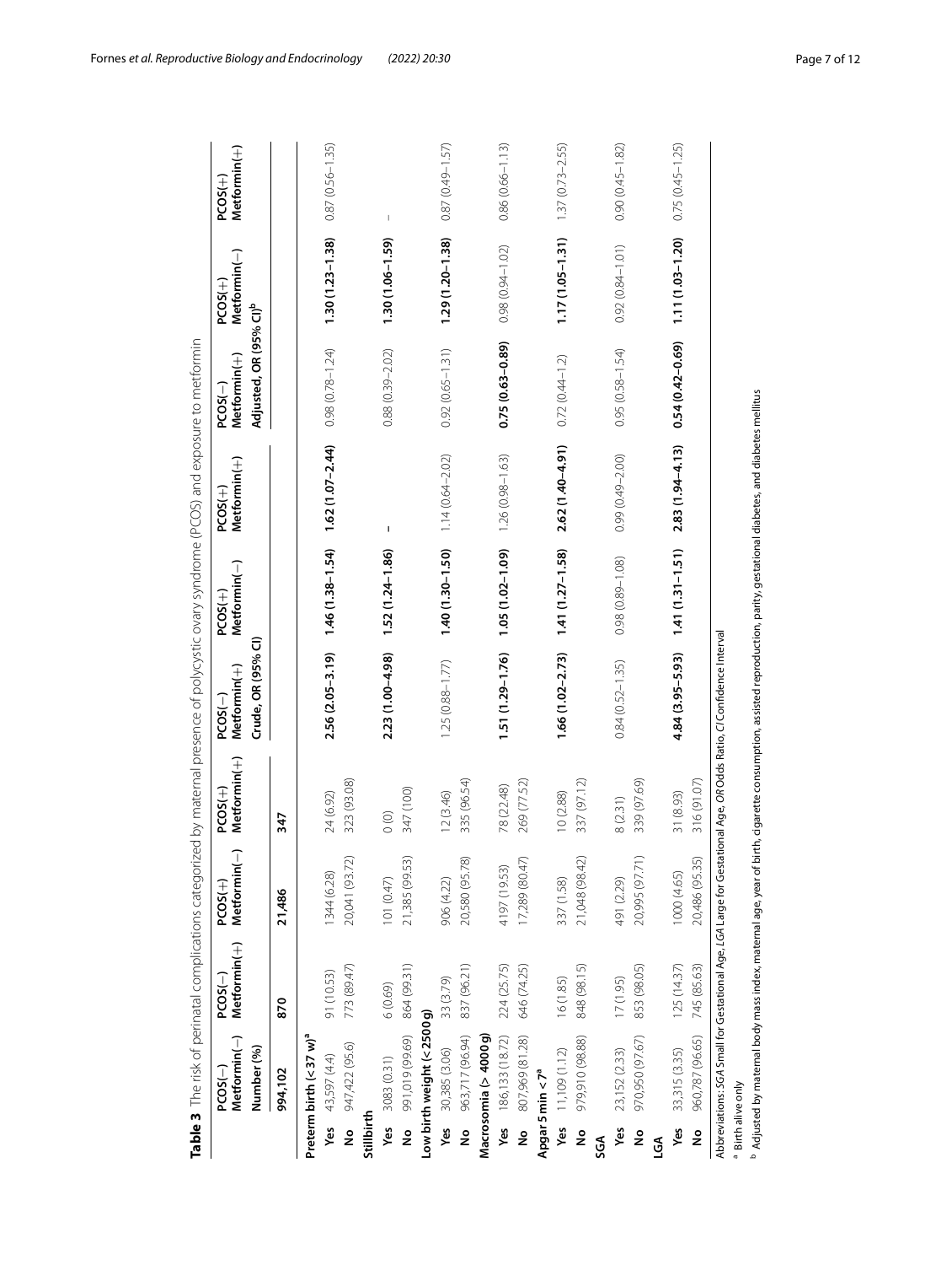**Table 3** The risk of perinatal complications categorized by maternal presence of polycystic ovary syndrome (PCOS) and exposure to metformin

| | PCOS(−) Metformin(−) | PCOS(−) Metformin(+) | PCOS(+) Metformin(−) | PCOS(+) Metformin(+) | PCOS(−) Metformin(+) | PCOS(+) Metformin(−) | PCOS(+) Metformin(+) | PCOS(−) Metformin(+) | PCOS(+) Metformin(−) | PCOS(+) Metformin(+) |
|---|---|---|---|---|---|---|---|---|---|---|
| | Number (%) | | | | Crude, OR (95% CI) | | | Adjusted, OR (95% CI)[b] | | |
| | 994,102 | 870 | 21,486 | 347 | | | | | | |
| **Preterm birth (< 37 w)[a]** | | | | | | | | | | |
| **Yes** | 43,597 (4.4) | 91 (10.53) | 1344 (6.28) | 24 (6.92) | **2.56 (2.05–3.19)** | **1.46 (1.38–1.54)** | **1.62 (1.07–2.44)** | 0.98 (0.78–1.24) | **1.30 (1.23–1.38)** | 0.87 (0.56–1.35) |
| **No** | 947,422 (95.6) | 773 (89.47) | 20,041 (93.72) | 323 (93.08) | | | | | | |
| **Stillbirth** | | | | | | | | | | |
| **Yes** | 3083 (0.31) | 6 (0.69) | 101 (0.47) | 0 (0) | **2.23 (1.00–4.98)** | **1.52 (1.24–1.86)** | **–** | 0.88 (0.39–2.02) | **1.30 (1.06–1.59)** | – |
| **No** | 991,019 (99.69) | 864 (99.31) | 21,385 (99.53) | 347 (100) | | | | | | |
| **Low birth weight (< 2500 g)** | | | | | | | | | | |
| **Yes** | 30,385 (3.06) | 33 (3.79) | 906 (4.22) | 12 (3.46) | 1.25 (0.88–1.77) | **1.40 (1.30–1.50)** | 1.14 (0.64–2.02) | 0.92 (0.65–1.31) | **1.29 (1.20–1.38)** | 0.87 (0.49–1.57) |
| **No** | 963,717 (96.94) | 837 (96.21) | 20,580 (95.78) | 335 (96.54) | | | | | | |
| **Macrosomia (> 4000 g)** | | | | | | | | | | |
| **Yes** | 186,133 (18.72) | 224 (25.75) | 4197 (19.53) | 78 (22.48) | **1.51 (1.29–1.76)** | **1.05 (1.02–1.09)** | 1.26 (0.98–1.63) | **0.75 (0.63–0.89)** | 0.98 (0.94–1.02) | 0.86 (0.66–1.13) |
| **No** | 807,969 (81.28) | 646 (74.25) | 17,289 (80.47) | 269 (77.52) | | | | | | |
| **Apgar 5 min < 7[a]** | | | | | | | | | | |
| **Yes** | 11,109 (1.12) | 16 (1.85) | 337 (1.58) | 10 (2.88) | **1.66 (1.02–2.73)** | **1.41 (1.27–1.58)** | **2.62 (1.40–4.91)** | 0.72 (0.44–1.2) | **1.17 (1.05–1.31)** | 1.37 (0.73–2.55) |
| **No** | 979,910 (98.88) | 848 (98.15) | 21,048 (98.42) | 337 (97.12) | | | | | | |
| **SGA** | | | | | | | | | | |
| **Yes** | 23,152 (2.33) | 17 (1.95) | 491 (2.29) | 8 (2.31) | 0.84 (0.52–1.35) | 0.98 (0.89–1.08) | 0.99 (0.49–2.00) | 0.95 (0.58–1.54) | 0.92 (0.84–1.01) | 0.90 (0.45–1.82) |
| **No** | 970,950 (97.67) | 853 (98.05) | 20,995 (97.71) | 339 (97.69) | | | | | | |
| **LGA** | | | | | | | | | | |
| **Yes** | 33,315 (3.35) | 125 (14.37) | 1000 (4.65) | 31 (8.93) | **4.84 (3.95–5.93)** | **1.41 (1.31–1.51)** | **2.83 (1.94–4.13)** | **0.54 (0.42–0.69)** | **1.11 (1.03–1.20)** | 0.75 (0.45–1.25) |
| **No** | 960,787 (96.65) | 745 (85.63) | 20,486 (95.35) | 316 (91.07) | | | | | | |

Abbreviations: *SGA* Small for Gestational Age, *LGA* Large for Gestational Age, *OR* Odds Ratio, *CI* Confidence Interval

[a] Birth alive only

[b] Adjusted by maternal body mass index, maternal age, year of birth, cigarette consumption, assisted reproduction, parity, gestational diabetes, and diabetes mellitus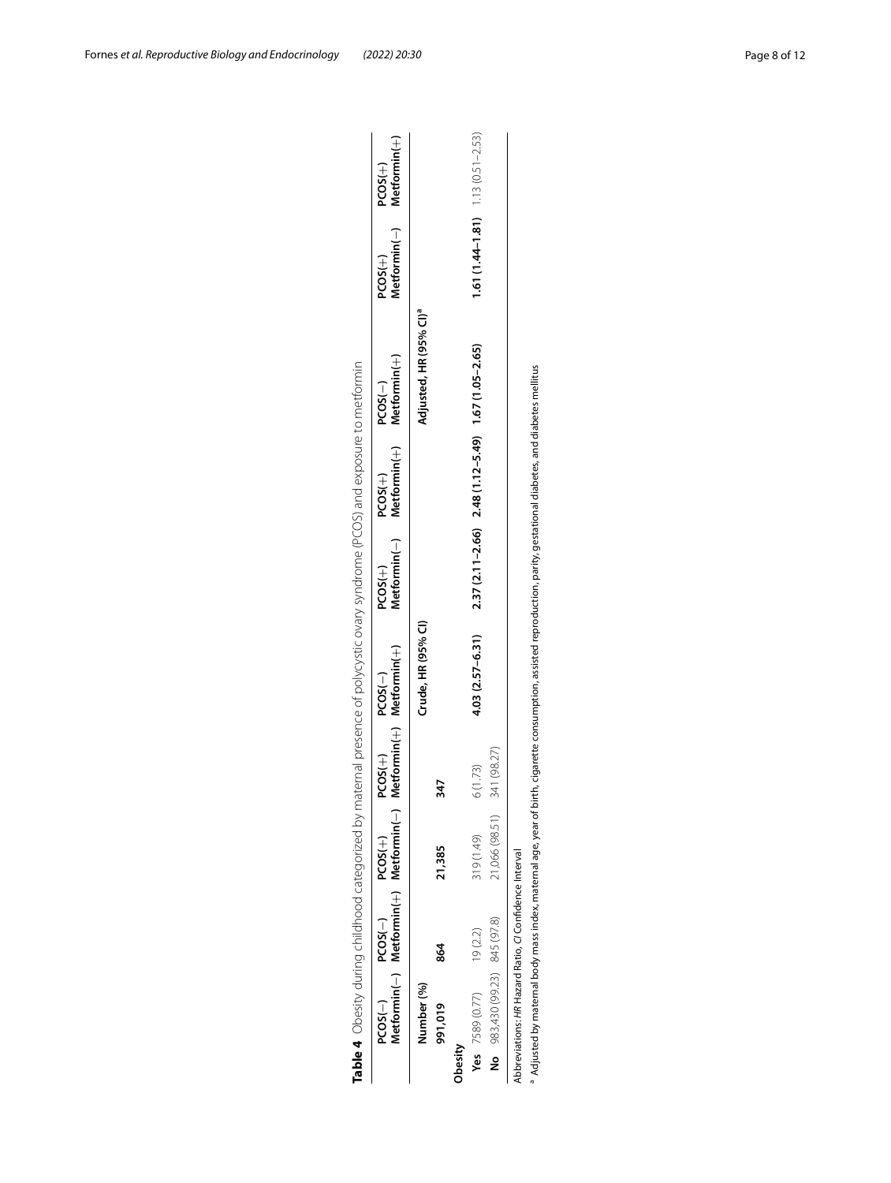**Table 4** Obesity during childhood categorized by maternal presence of polycystic ovary syndrome (PCOS) and exposure to metformin

| | PCOS(−) Metformin(−) | PCOS(−) Metformin(+) | PCOS(+) Metformin(−) | PCOS(+) Metformin(+) | PCOS(−) Metformin(+) | PCOS(+) Metformin(−) | PCOS(+) Metformin(+) | PCOS(−) Metformin(+) | PCOS(+) Metformin(−) | PCOS(+) Metformin(+) |
|---|---|---|---|---|---|---|---|---|---|---|
| | **Number (%)** | | | | **Crude, HR (95% CI)** | | | **Adjusted, HR (95% CI)[a]** | | |
| | **991,019** | **864** | **21,385** | **347** | | | | | | |
| **Obesity** | | | | | | | | | | |
| **Yes** | 7589 (0.77) | 19 (2.2) | 319 (1.49) | 6 (1.73) | **4.03 (2.57–6.31)** | **2.37 (2.11–2.66)** | **2.48 (1.12–5.49)** | **1.67 (1.05–2.65)** | **1.61 (1.44–1.81)** | 1.13 (0.51–2.53) |
| **No** | 983,430 (99.23) | 845 (97.8) | 21,066 (98.51) | 341 (98.27) | | | | | | |

Abbreviations: *HR* Hazard Ratio, *CI* Confidence Interval

[a] Adjusted by maternal body mass index, maternal age, year of birth, cigarette consumption, assisted reproduction, parity, gestational diabetes, and diabetes mellitus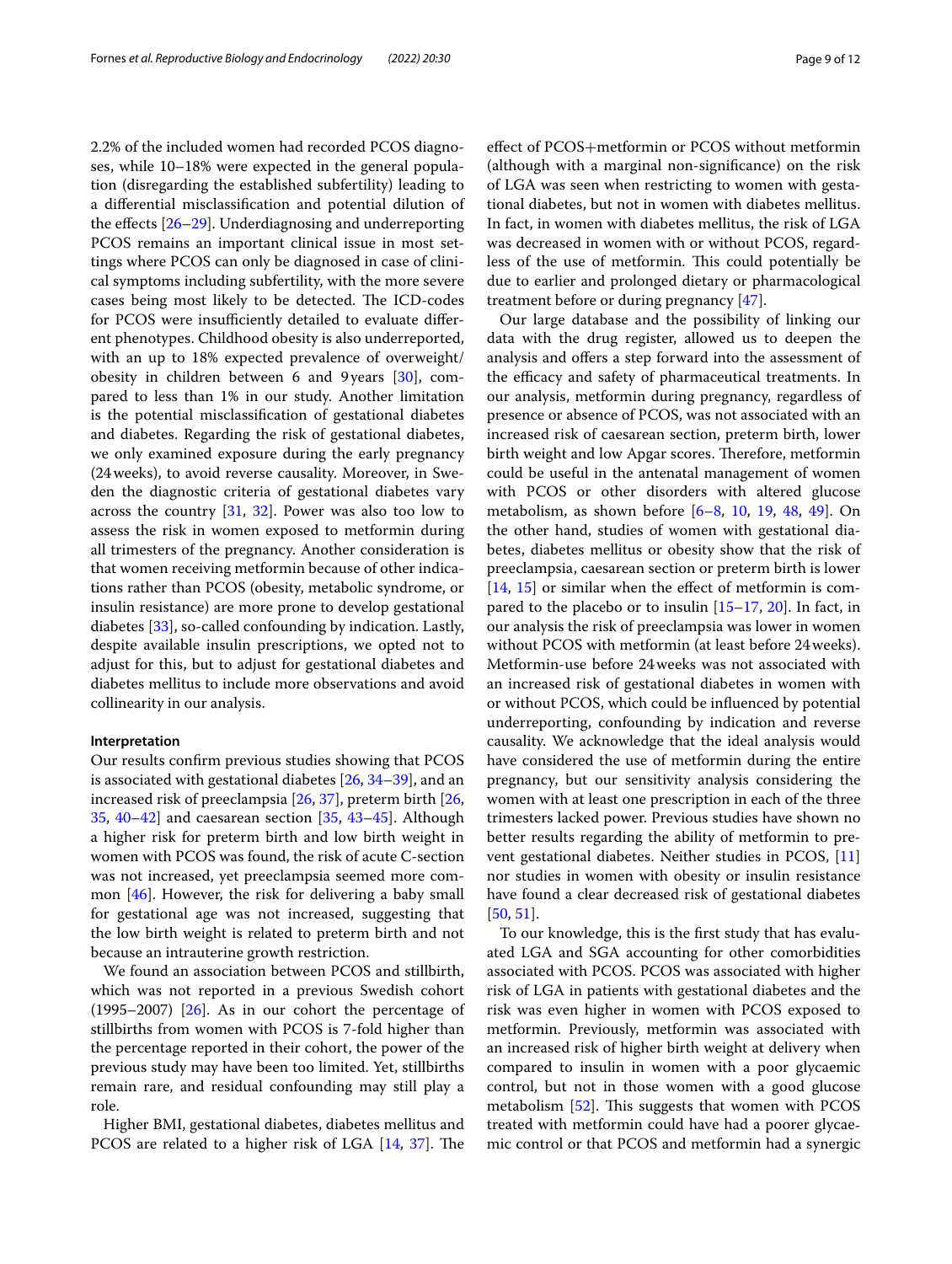2.2% of the included women had recorded PCOS diagnoses, while 10–18% were expected in the general population (disregarding the established subfertility) leading to a differential misclassification and potential dilution of the effects [26–29]. Underdiagnosing and underreporting PCOS remains an important clinical issue in most settings where PCOS can only be diagnosed in case of clinical symptoms including subfertility, with the more severe cases being most likely to be detected. The ICD-codes for PCOS were insufficiently detailed to evaluate different phenotypes. Childhood obesity is also underreported, with an up to 18% expected prevalence of overweight/obesity in children between 6 and 9 years [30], compared to less than 1% in our study. Another limitation is the potential misclassification of gestational diabetes and diabetes. Regarding the risk of gestational diabetes, we only examined exposure during the early pregnancy (24 weeks), to avoid reverse causality. Moreover, in Sweden the diagnostic criteria of gestational diabetes vary across the country [31, 32]. Power was also too low to assess the risk in women exposed to metformin during all trimesters of the pregnancy. Another consideration is that women receiving metformin because of other indications rather than PCOS (obesity, metabolic syndrome, or insulin resistance) are more prone to develop gestational diabetes [33], so-called confounding by indication. Lastly, despite available insulin prescriptions, we opted not to adjust for this, but to adjust for gestational diabetes and diabetes mellitus to include more observations and avoid collinearity in our analysis.

#### Interpretation

Our results confirm previous studies showing that PCOS is associated with gestational diabetes [26, 34–39], and an increased risk of preeclampsia [26, 37], preterm birth [26, 35, 40–42] and caesarean section [35, 43–45]. Although a higher risk for preterm birth and low birth weight in women with PCOS was found, the risk of acute C-section was not increased, yet preeclampsia seemed more common [46]. However, the risk for delivering a baby small for gestational age was not increased, suggesting that the low birth weight is related to preterm birth and not because an intrauterine growth restriction.

We found an association between PCOS and stillbirth, which was not reported in a previous Swedish cohort (1995–2007) [26]. As in our cohort the percentage of stillbirths from women with PCOS is 7-fold higher than the percentage reported in their cohort, the power of the previous study may have been too limited. Yet, stillbirths remain rare, and residual confounding may still play a role.

Higher BMI, gestational diabetes, diabetes mellitus and PCOS are related to a higher risk of LGA [14, 37]. The effect of PCOS+metformin or PCOS without metformin (although with a marginal non-significance) on the risk of LGA was seen when restricting to women with gestational diabetes, but not in women with diabetes mellitus. In fact, in women with diabetes mellitus, the risk of LGA was decreased in women with or without PCOS, regardless of the use of metformin. This could potentially be due to earlier and prolonged dietary or pharmacological treatment before or during pregnancy [47].

Our large database and the possibility of linking our data with the drug register, allowed us to deepen the analysis and offers a step forward into the assessment of the efficacy and safety of pharmaceutical treatments. In our analysis, metformin during pregnancy, regardless of presence or absence of PCOS, was not associated with an increased risk of caesarean section, preterm birth, lower birth weight and low Apgar scores. Therefore, metformin could be useful in the antenatal management of women with PCOS or other disorders with altered glucose metabolism, as shown before [6–8, 10, 19, 48, 49]. On the other hand, studies of women with gestational diabetes, diabetes mellitus or obesity show that the risk of preeclampsia, caesarean section or preterm birth is lower [14, 15] or similar when the effect of metformin is compared to the placebo or to insulin [15–17, 20]. In fact, in our analysis the risk of preeclampsia was lower in women without PCOS with metformin (at least before 24 weeks). Metformin-use before 24 weeks was not associated with an increased risk of gestational diabetes in women with or without PCOS, which could be influenced by potential underreporting, confounding by indication and reverse causality. We acknowledge that the ideal analysis would have considered the use of metformin during the entire pregnancy, but our sensitivity analysis considering the women with at least one prescription in each of the three trimesters lacked power. Previous studies have shown no better results regarding the ability of metformin to prevent gestational diabetes. Neither studies in PCOS, [11] nor studies in women with obesity or insulin resistance have found a clear decreased risk of gestational diabetes [50, 51].

To our knowledge, this is the first study that has evaluated LGA and SGA accounting for other comorbidities associated with PCOS. PCOS was associated with higher risk of LGA in patients with gestational diabetes and the risk was even higher in women with PCOS exposed to metformin. Previously, metformin was associated with an increased risk of higher birth weight at delivery when compared to insulin in women with a poor glycaemic control, but not in those women with a good glucose metabolism [52]. This suggests that women with PCOS treated with metformin could have had a poorer glycaemic control or that PCOS and metformin had a synergic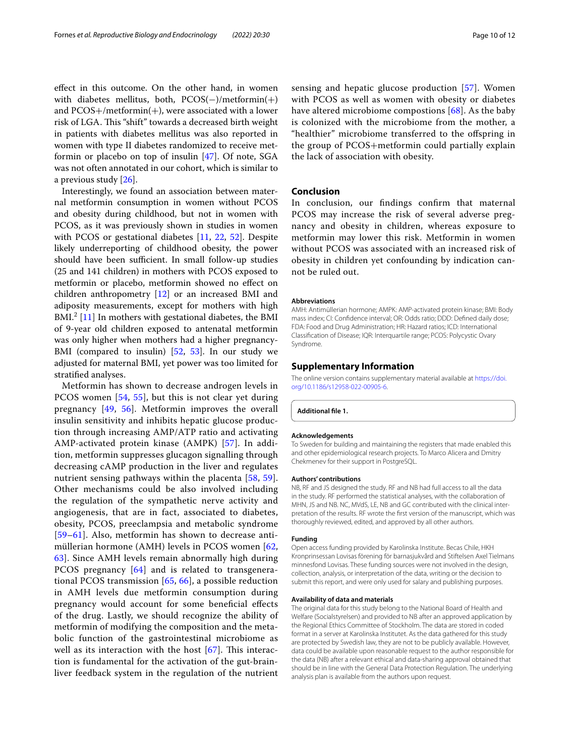effect in this outcome. On the other hand, in women with diabetes mellitus, both, PCOS(−)/metformin(+) and PCOS+/metformin(+), were associated with a lower risk of LGA. This "shift" towards a decreased birth weight in patients with diabetes mellitus was also reported in women with type II diabetes randomized to receive metformin or placebo on top of insulin [47]. Of note, SGA was not often annotated in our cohort, which is similar to a previous study [26].

Interestingly, we found an association between maternal metformin consumption in women without PCOS and obesity during childhood, but not in women with PCOS, as it was previously shown in studies in women with PCOS or gestational diabetes [11, 22, 52]. Despite likely underreporting of childhood obesity, the power should have been sufficient. In small follow-up studies (25 and 141 children) in mothers with PCOS exposed to metformin or placebo, metformin showed no effect on children anthropometry [12] or an increased BMI and adiposity measurements, except for mothers with high BMI.[2] [11] In mothers with gestational diabetes, the BMI of 9-year old children exposed to antenatal metformin was only higher when mothers had a higher pregnancy-BMI (compared to insulin) [52, 53]. In our study we adjusted for maternal BMI, yet power was too limited for stratified analyses.

Metformin has shown to decrease androgen levels in PCOS women [54, 55], but this is not clear yet during pregnancy [49, 56]. Metformin improves the overall insulin sensitivity and inhibits hepatic glucose production through increasing AMP/ATP ratio and activating AMP-activated protein kinase (AMPK) [57]. In addition, metformin suppresses glucagon signalling through decreasing cAMP production in the liver and regulates nutrient sensing pathways within the placenta [58, 59]. Other mechanisms could be also involved including the regulation of the sympathetic nerve activity and angiogenesis, that are in fact, associated to diabetes, obesity, PCOS, preeclampsia and metabolic syndrome [59–61]. Also, metformin has shown to decrease anti-müllerian hormone (AMH) levels in PCOS women [62, 63]. Since AMH levels remain abnormally high during PCOS pregnancy [64] and is related to transgenerational PCOS transmission [65, 66], a possible reduction in AMH levels due metformin consumption during pregnancy would account for some beneficial effects of the drug. Lastly, we should recognize the ability of metformin of modifying the composition and the metabolic function of the gastrointestinal microbiome as well as its interaction with the host [67]. This interaction is fundamental for the activation of the gut-brain-liver feedback system in the regulation of the nutrient sensing and hepatic glucose production [57]. Women with PCOS as well as women with obesity or diabetes have altered microbiome compostions [68]. As the baby is colonized with the microbiome from the mother, a "healthier" microbiome transferred to the offspring in the group of PCOS+metformin could partially explain the lack of association with obesity.

## Conclusion

In conclusion, our findings confirm that maternal PCOS may increase the risk of several adverse pregnancy and obesity in children, whereas exposure to metformin may lower this risk. Metformin in women without PCOS was associated with an increased risk of obesity in children yet confounding by indication cannot be ruled out.

### Abbreviations

AMH: Antimüllerian hormone; AMPK: AMP-activated protein kinase; BMI: Body mass index; CI: Confidence interval; OR: Odds ratio; DDD: Defined daily dose; FDA: Food and Drug Administration; HR: Hazard ratios; ICD: International Classification of Disease; IQR: Interquartile range; PCOS: Polycystic Ovary Syndrome.

## Supplementary Information

The online version contains supplementary material available at https://doi.org/10.1186/s12958-022-00905-6.

**Additional file 1.**

### Acknowledgements

To Sweden for building and maintaining the registers that made enabled this and other epidemiological research projects. To Marco Alicera and Dmitry Chekmenev for their support in PostgreSQL.

### Authors' contributions

NB, RF and JS designed the study. RF and NB had full access to all the data in the study. RF performed the statistical analyses, with the collaboration of MHN, JS and NB. NC, MVdS, LE, NB and GC contributed with the clinical interpretation of the results. RF wrote the first version of the manuscript, which was thoroughly reviewed, edited, and approved by all other authors.

### Funding

Open access funding provided by Karolinska Institute. Becas Chile, HKH Kronprinsessan Lovisas förening för barnasjukvård and Stiftelsen Axel Tielmans minnesfond Lovisas. These funding sources were not involved in the design, collection, analysis, or interpretation of the data, writing or the decision to submit this report, and were only used for salary and publishing purposes.

### Availability of data and materials

The original data for this study belong to the National Board of Health and Welfare (Socialstyrelsen) and provided to NB after an approved application by the Regional Ethics Committee of Stockholm. The data are stored in coded format in a server at Karolinska Institutet. As the data gathered for this study are protected by Swedish law, they are not to be publicly available. However, data could be available upon reasonable request to the author responsible for the data (NB) after a relevant ethical and data-sharing approval obtained that should be in line with the General Data Protection Regulation. The underlying analysis plan is available from the authors upon request.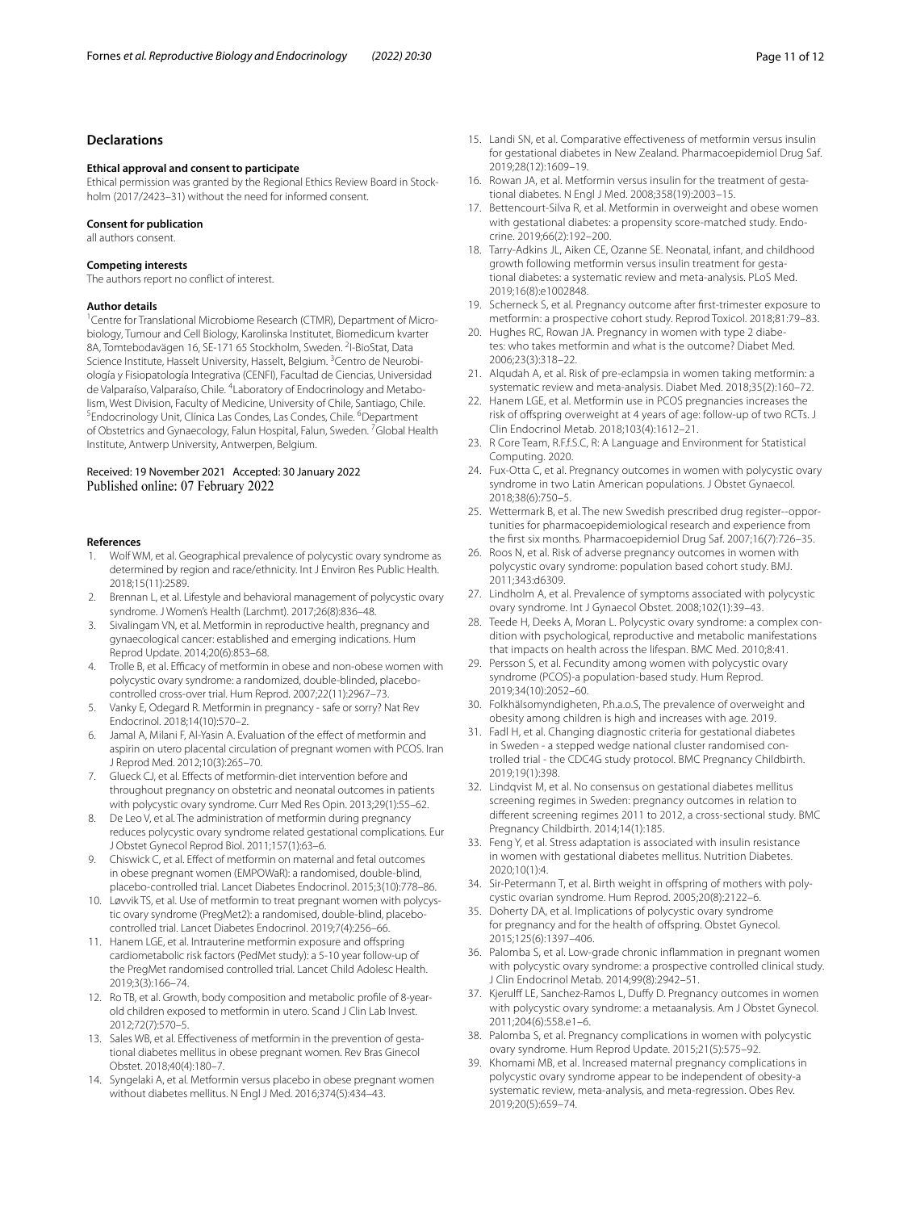## Declarations

### Ethical approval and consent to participate

Ethical permission was granted by the Regional Ethics Review Board in Stockholm (2017/2423–31) without the need for informed consent.

### Consent for publication

all authors consent.

### Competing interests

The authors report no conflict of interest.

### Author details

[1]Centre for Translational Microbiome Research (CTMR), Department of Microbiology, Tumour and Cell Biology, Karolinska Institutet, Biomedicum kvarter 8A, Tomtebodavägen 16, SE-171 65 Stockholm, Sweden. [2]I-BioStat, Data Science Institute, Hasselt University, Hasselt, Belgium. [3]Centro de Neurobiología y Fisiopatología Integrativa (CENFI), Facultad de Ciencias, Universidad de Valparaíso, Valparaíso, Chile. [4]Laboratory of Endocrinology and Metabolism, West Division, Faculty of Medicine, University of Chile, Santiago, Chile. [5]Endocrinology Unit, Clínica Las Condes, Las Condes, Chile. [6]Department of Obstetrics and Gynaecology, Falun Hospital, Falun, Sweden. [7]Global Health Institute, Antwerp University, Antwerpen, Belgium.

Received: 19 November 2021 Accepted: 30 January 2022
Published online: 07 February 2022

## References

1. Wolf WM, et al. Geographical prevalence of polycystic ovary syndrome as determined by region and race/ethnicity. Int J Environ Res Public Health. 2018;15(11):2589.
2. Brennan L, et al. Lifestyle and behavioral management of polycystic ovary syndrome. J Women's Health (Larchmt). 2017;26(8):836–48.
3. Sivalingam VN, et al. Metformin in reproductive health, pregnancy and gynaecological cancer: established and emerging indications. Hum Reprod Update. 2014;20(6):853–68.
4. Trolle B, et al. Efficacy of metformin in obese and non-obese women with polycystic ovary syndrome: a randomized, double-blinded, placebo-controlled cross-over trial. Hum Reprod. 2007;22(11):2967–73.
5. Vanky E, Odegard R. Metformin in pregnancy - safe or sorry? Nat Rev Endocrinol. 2018;14(10):570–2.
6. Jamal A, Milani F, Al-Yasin A. Evaluation of the effect of metformin and aspirin on utero placental circulation of pregnant women with PCOS. Iran J Reprod Med. 2012;10(3):265–70.
7. Glueck CJ, et al. Effects of metformin-diet intervention before and throughout pregnancy on obstetric and neonatal outcomes in patients with polycystic ovary syndrome. Curr Med Res Opin. 2013;29(1):55–62.
8. De Leo V, et al. The administration of metformin during pregnancy reduces polycystic ovary syndrome related gestational complications. Eur J Obstet Gynecol Reprod Biol. 2011;157(1):63–6.
9. Chiswick C, et al. Effect of metformin on maternal and fetal outcomes in obese pregnant women (EMPOWaR): a randomised, double-blind, placebo-controlled trial. Lancet Diabetes Endocrinol. 2015;3(10):778–86.
10. Løvvik TS, et al. Use of metformin to treat pregnant women with polycystic ovary syndrome (PregMet2): a randomised, double-blind, placebo-controlled trial. Lancet Diabetes Endocrinol. 2019;7(4):256–66.
11. Hanem LGE, et al. Intrauterine metformin exposure and offspring cardiometabolic risk factors (PedMet study): a 5-10 year follow-up of the PregMet randomised controlled trial. Lancet Child Adolesc Health. 2019;3(3):166–74.
12. Ro TB, et al. Growth, body composition and metabolic profile of 8-year-old children exposed to metformin in utero. Scand J Clin Lab Invest. 2012;72(7):570–5.
13. Sales WB, et al. Effectiveness of metformin in the prevention of gestational diabetes mellitus in obese pregnant women. Rev Bras Ginecol Obstet. 2018;40(4):180–7.
14. Syngelaki A, et al. Metformin versus placebo in obese pregnant women without diabetes mellitus. N Engl J Med. 2016;374(5):434–43.
15. Landi SN, et al. Comparative effectiveness of metformin versus insulin for gestational diabetes in New Zealand. Pharmacoepidemiol Drug Saf. 2019;28(12):1609–19.
16. Rowan JA, et al. Metformin versus insulin for the treatment of gestational diabetes. N Engl J Med. 2008;358(19):2003–15.
17. Bettencourt-Silva R, et al. Metformin in overweight and obese women with gestational diabetes: a propensity score-matched study. Endocrine. 2019;66(2):192–200.
18. Tarry-Adkins JL, Aiken CE, Ozanne SE. Neonatal, infant, and childhood growth following metformin versus insulin treatment for gestational diabetes: a systematic review and meta-analysis. PLoS Med. 2019;16(8):e1002848.
19. Scherneck S, et al. Pregnancy outcome after first-trimester exposure to metformin: a prospective cohort study. Reprod Toxicol. 2018;81:79–83.
20. Hughes RC, Rowan JA. Pregnancy in women with type 2 diabetes: who takes metformin and what is the outcome? Diabet Med. 2006;23(3):318–22.
21. Alqudah A, et al. Risk of pre-eclampsia in women taking metformin: a systematic review and meta-analysis. Diabet Med. 2018;35(2):160–72.
22. Hanem LGE, et al. Metformin use in PCOS pregnancies increases the risk of offspring overweight at 4 years of age: follow-up of two RCTs. J Clin Endocrinol Metab. 2018;103(4):1612–21.
23. R Core Team, R.F.f.S.C, R: A Language and Environment for Statistical Computing. 2020.
24. Fux-Otta C, et al. Pregnancy outcomes in women with polycystic ovary syndrome in two Latin American populations. J Obstet Gynaecol. 2018;38(6):750–5.
25. Wettermark B, et al. The new Swedish prescribed drug register--opportunities for pharmacoepidemiological research and experience from the first six months. Pharmacoepidemiol Drug Saf. 2007;16(7):726–35.
26. Roos N, et al. Risk of adverse pregnancy outcomes in women with polycystic ovary syndrome: population based cohort study. BMJ. 2011;343:d6309.
27. Lindholm A, et al. Prevalence of symptoms associated with polycystic ovary syndrome. Int J Gynaecol Obstet. 2008;102(1):39–43.
28. Teede H, Deeks A, Moran L. Polycystic ovary syndrome: a complex condition with psychological, reproductive and metabolic manifestations that impacts on health across the lifespan. BMC Med. 2010;8:41.
29. Persson S, et al. Fecundity among women with polycystic ovary syndrome (PCOS)-a population-based study. Hum Reprod. 2019;34(10):2052–60.
30. Folkhälsomyndigheten, P.h.a.o.S, The prevalence of overweight and obesity among children is high and increases with age. 2019.
31. Fadl H, et al. Changing diagnostic criteria for gestational diabetes in Sweden - a stepped wedge national cluster randomised controlled trial - the CDC4G study protocol. BMC Pregnancy Childbirth. 2019;19(1):398.
32. Lindqvist M, et al. No consensus on gestational diabetes mellitus screening regimes in Sweden: pregnancy outcomes in relation to different screening regimes 2011 to 2012, a cross-sectional study. BMC Pregnancy Childbirth. 2014;14(1):185.
33. Feng Y, et al. Stress adaptation is associated with insulin resistance in women with gestational diabetes mellitus. Nutrition Diabetes. 2020;10(1):4.
34. Sir-Petermann T, et al. Birth weight in offspring of mothers with polycystic ovarian syndrome. Hum Reprod. 2005;20(8):2122–6.
35. Doherty DA, et al. Implications of polycystic ovary syndrome for pregnancy and for the health of offspring. Obstet Gynecol. 2015;125(6):1397–406.
36. Palomba S, et al. Low-grade chronic inflammation in pregnant women with polycystic ovary syndrome: a prospective controlled clinical study. J Clin Endocrinol Metab. 2014;99(8):2942–51.
37. Kjerulff LE, Sanchez-Ramos L, Duffy D. Pregnancy outcomes in women with polycystic ovary syndrome: a metaanalysis. Am J Obstet Gynecol. 2011;204(6):558.e1–6.
38. Palomba S, et al. Pregnancy complications in women with polycystic ovary syndrome. Hum Reprod Update. 2015;21(5):575–92.
39. Khomami MB, et al. Increased maternal pregnancy complications in polycystic ovary syndrome appear to be independent of obesity-a systematic review, meta-analysis, and meta-regression. Obes Rev. 2019;20(5):659–74.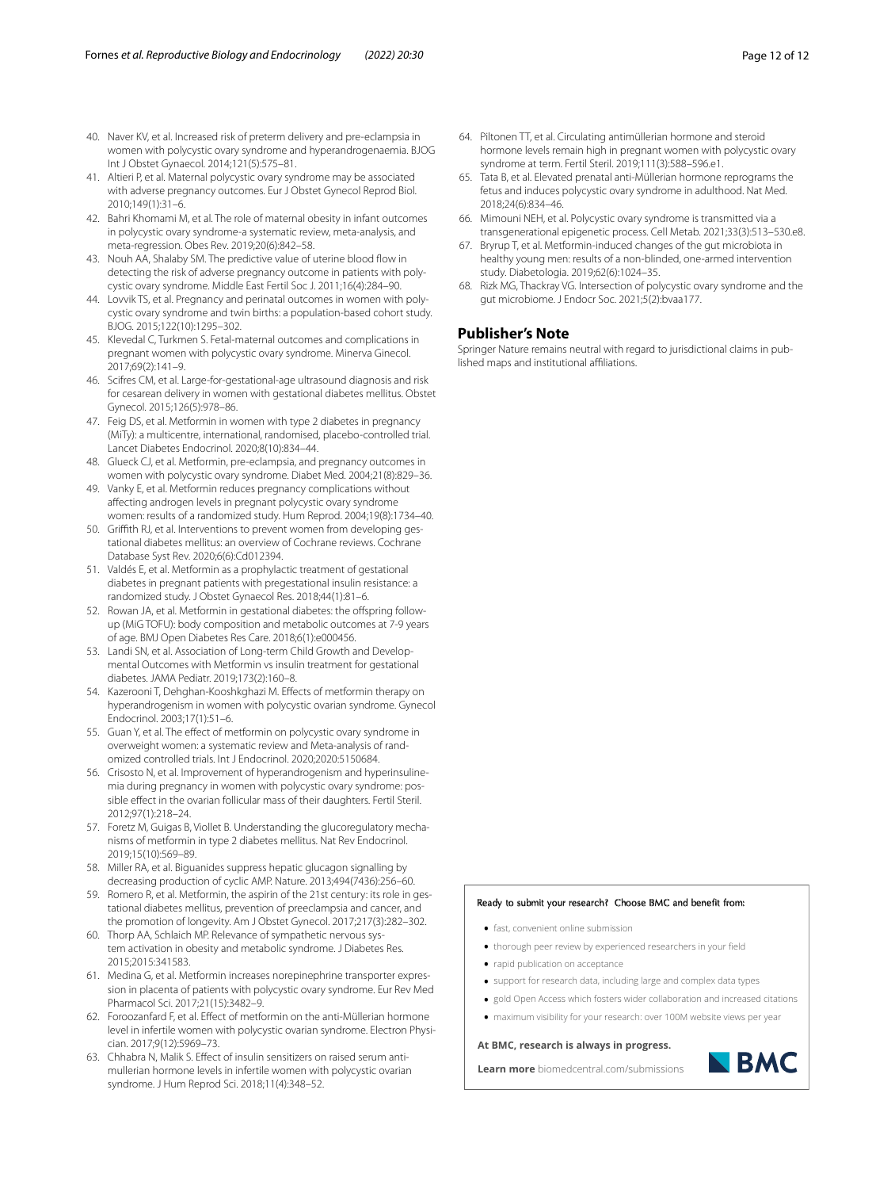40. Naver KV, et al. Increased risk of preterm delivery and pre-eclampsia in women with polycystic ovary syndrome and hyperandrogenaemia. BJOG Int J Obstet Gynaecol. 2014;121(5):575–81.
41. Altieri P, et al. Maternal polycystic ovary syndrome may be associated with adverse pregnancy outcomes. Eur J Obstet Gynecol Reprod Biol. 2010;149(1):31–6.
42. Bahri Khomami M, et al. The role of maternal obesity in infant outcomes in polycystic ovary syndrome-a systematic review, meta-analysis, and meta-regression. Obes Rev. 2019;20(6):842–58.
43. Nouh AA, Shalaby SM. The predictive value of uterine blood flow in detecting the risk of adverse pregnancy outcome in patients with polycystic ovary syndrome. Middle East Fertil Soc J. 2011;16(4):284–90.
44. Lovvik TS, et al. Pregnancy and perinatal outcomes in women with polycystic ovary syndrome and twin births: a population-based cohort study. BJOG. 2015;122(10):1295–302.
45. Klevedal C, Turkmen S. Fetal-maternal outcomes and complications in pregnant women with polycystic ovary syndrome. Minerva Ginecol. 2017;69(2):141–9.
46. Scifres CM, et al. Large-for-gestational-age ultrasound diagnosis and risk for cesarean delivery in women with gestational diabetes mellitus. Obstet Gynecol. 2015;126(5):978–86.
47. Feig DS, et al. Metformin in women with type 2 diabetes in pregnancy (MiTy): a multicentre, international, randomised, placebo-controlled trial. Lancet Diabetes Endocrinol. 2020;8(10):834–44.
48. Glueck CJ, et al. Metformin, pre-eclampsia, and pregnancy outcomes in women with polycystic ovary syndrome. Diabet Med. 2004;21(8):829–36.
49. Vanky E, et al. Metformin reduces pregnancy complications without affecting androgen levels in pregnant polycystic ovary syndrome women: results of a randomized study. Hum Reprod. 2004;19(8):1734–40.
50. Griffith RJ, et al. Interventions to prevent women from developing gestational diabetes mellitus: an overview of Cochrane reviews. Cochrane Database Syst Rev. 2020;6(6):Cd012394.
51. Valdés E, et al. Metformin as a prophylactic treatment of gestational diabetes in pregnant patients with pregestational insulin resistance: a randomized study. J Obstet Gynaecol Res. 2018;44(1):81–6.
52. Rowan JA, et al. Metformin in gestational diabetes: the offspring follow-up (MiG TOFU): body composition and metabolic outcomes at 7-9 years of age. BMJ Open Diabetes Res Care. 2018;6(1):e000456.
53. Landi SN, et al. Association of Long-term Child Growth and Developmental Outcomes with Metformin vs insulin treatment for gestational diabetes. JAMA Pediatr. 2019;173(2):160–8.
54. Kazerooni T, Dehghan-Kooshkghazi M. Effects of metformin therapy on hyperandrogenism in women with polycystic ovarian syndrome. Gynecol Endocrinol. 2003;17(1):51–6.
55. Guan Y, et al. The effect of metformin on polycystic ovary syndrome in overweight women: a systematic review and Meta-analysis of randomized controlled trials. Int J Endocrinol. 2020;2020:5150684.
56. Crisosto N, et al. Improvement of hyperandrogenism and hyperinsulinemia during pregnancy in women with polycystic ovary syndrome: possible effect in the ovarian follicular mass of their daughters. Fertil Steril. 2012;97(1):218–24.
57. Foretz M, Guigas B, Viollet B. Understanding the glucoregulatory mechanisms of metformin in type 2 diabetes mellitus. Nat Rev Endocrinol. 2019;15(10):569–89.
58. Miller RA, et al. Biguanides suppress hepatic glucagon signalling by decreasing production of cyclic AMP. Nature. 2013;494(7436):256–60.
59. Romero R, et al. Metformin, the aspirin of the 21st century: its role in gestational diabetes mellitus, prevention of preeclampsia and cancer, and the promotion of longevity. Am J Obstet Gynecol. 2017;217(3):282–302.
60. Thorp AA, Schlaich MP. Relevance of sympathetic nervous system activation in obesity and metabolic syndrome. J Diabetes Res. 2015;2015:341583.
61. Medina G, et al. Metformin increases norepinephrine transporter expression in placenta of patients with polycystic ovary syndrome. Eur Rev Med Pharmacol Sci. 2017;21(15):3482–9.
62. Foroozanfard F, et al. Effect of metformin on the anti-Müllerian hormone level in infertile women with polycystic ovarian syndrome. Electron Physician. 2017;9(12):5969–73.
63. Chhabra N, Malik S. Effect of insulin sensitizers on raised serum anti-mullerian hormone levels in infertile women with polycystic ovarian syndrome. J Hum Reprod Sci. 2018;11(4):348–52.
64. Piltonen TT, et al. Circulating antimüllerian hormone and steroid hormone levels remain high in pregnant women with polycystic ovary syndrome at term. Fertil Steril. 2019;111(3):588–596.e1.
65. Tata B, et al. Elevated prenatal anti-Müllerian hormone reprograms the fetus and induces polycystic ovary syndrome in adulthood. Nat Med. 2018;24(6):834–46.
66. Mimouni NEH, et al. Polycystic ovary syndrome is transmitted via a transgenerational epigenetic process. Cell Metab. 2021;33(3):513–530.e8.
67. Bryrup T, et al. Metformin-induced changes of the gut microbiota in healthy young men: results of a non-blinded, one-armed intervention study. Diabetologia. 2019;62(6):1024–35.
68. Rizk MG, Thackray VG. Intersection of polycystic ovary syndrome and the gut microbiome. J Endocr Soc. 2021;5(2):bvaa177.

## Publisher's Note

Springer Nature remains neutral with regard to jurisdictional claims in published maps and institutional affiliations.

Ready to submit your research? Choose BMC and benefit from:

- fast, convenient online submission
- thorough peer review by experienced researchers in your field
- rapid publication on acceptance
- support for research data, including large and complex data types
- gold Open Access which fosters wider collaboration and increased citations
- maximum visibility for your research: over 100M website views per year

**At BMC, research is always in progress.**

**Learn more** biomedcentral.com/submissions